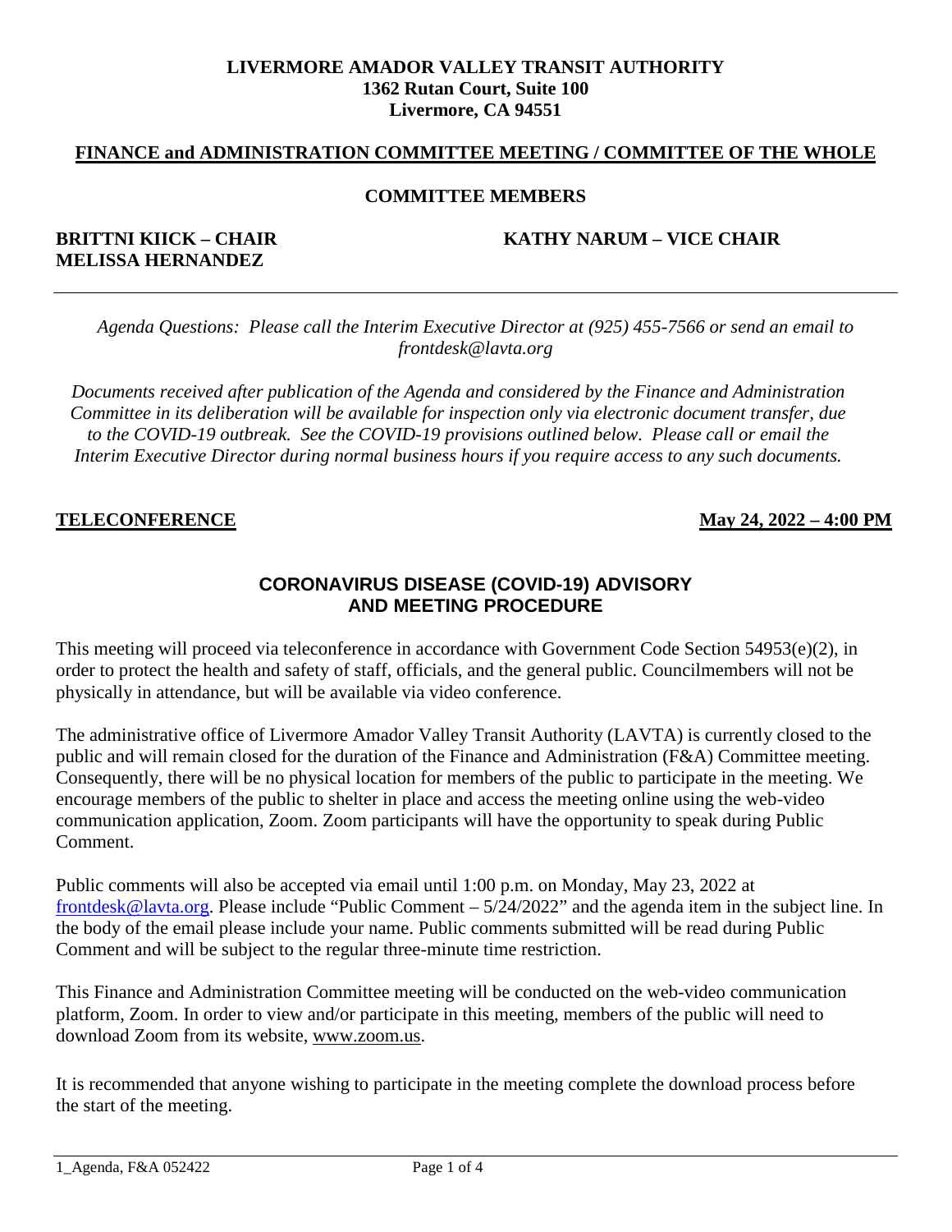**LIVERMORE AMADOR VALLEY TRANSIT AUTHORITY**
**1362 Rutan Court, Suite 100**
**Livermore, CA 94551**

# FINANCE and ADMINISTRATION COMMITTEE MEETING / COMMITTEE OF THE WHOLE

## COMMITTEE MEMBERS

**BRITTNI KIICK – CHAIR**
**KATHY NARUM – VICE CHAIR**
**MELISSA HERNANDEZ**

---

*Agenda Questions: Please call the Interim Executive Director at (925) 455-7566 or send an email to frontdesk@lavta.org*

*Documents received after publication of the Agenda and considered by the Finance and Administration Committee in its deliberation will be available for inspection only via electronic document transfer, due to the COVID-19 outbreak. See the COVID-19 provisions outlined below. Please call or email the Interim Executive Director during normal business hours if you require access to any such documents.*

**TELECONFERENCE** **May 24, 2022 – 4:00 PM**

## CORONAVIRUS DISEASE (COVID-19) ADVISORY AND MEETING PROCEDURE

This meeting will proceed via teleconference in accordance with Government Code Section 54953(e)(2), in order to protect the health and safety of staff, officials, and the general public. Councilmembers will not be physically in attendance, but will be available via video conference.

The administrative office of Livermore Amador Valley Transit Authority (LAVTA) is currently closed to the public and will remain closed for the duration of the Finance and Administration (F&A) Committee meeting. Consequently, there will be no physical location for members of the public to participate in the meeting. We encourage members of the public to shelter in place and access the meeting online using the web-video communication application, Zoom. Zoom participants will have the opportunity to speak during Public Comment.

Public comments will also be accepted via email until 1:00 p.m. on Monday, May 23, 2022 at frontdesk@lavta.org. Please include "Public Comment – 5/24/2022" and the agenda item in the subject line. In the body of the email please include your name. Public comments submitted will be read during Public Comment and will be subject to the regular three-minute time restriction.

This Finance and Administration Committee meeting will be conducted on the web-video communication platform, Zoom. In order to view and/or participate in this meeting, members of the public will need to download Zoom from its website, www.zoom.us.

It is recommended that anyone wishing to participate in the meeting complete the download process before the start of the meeting.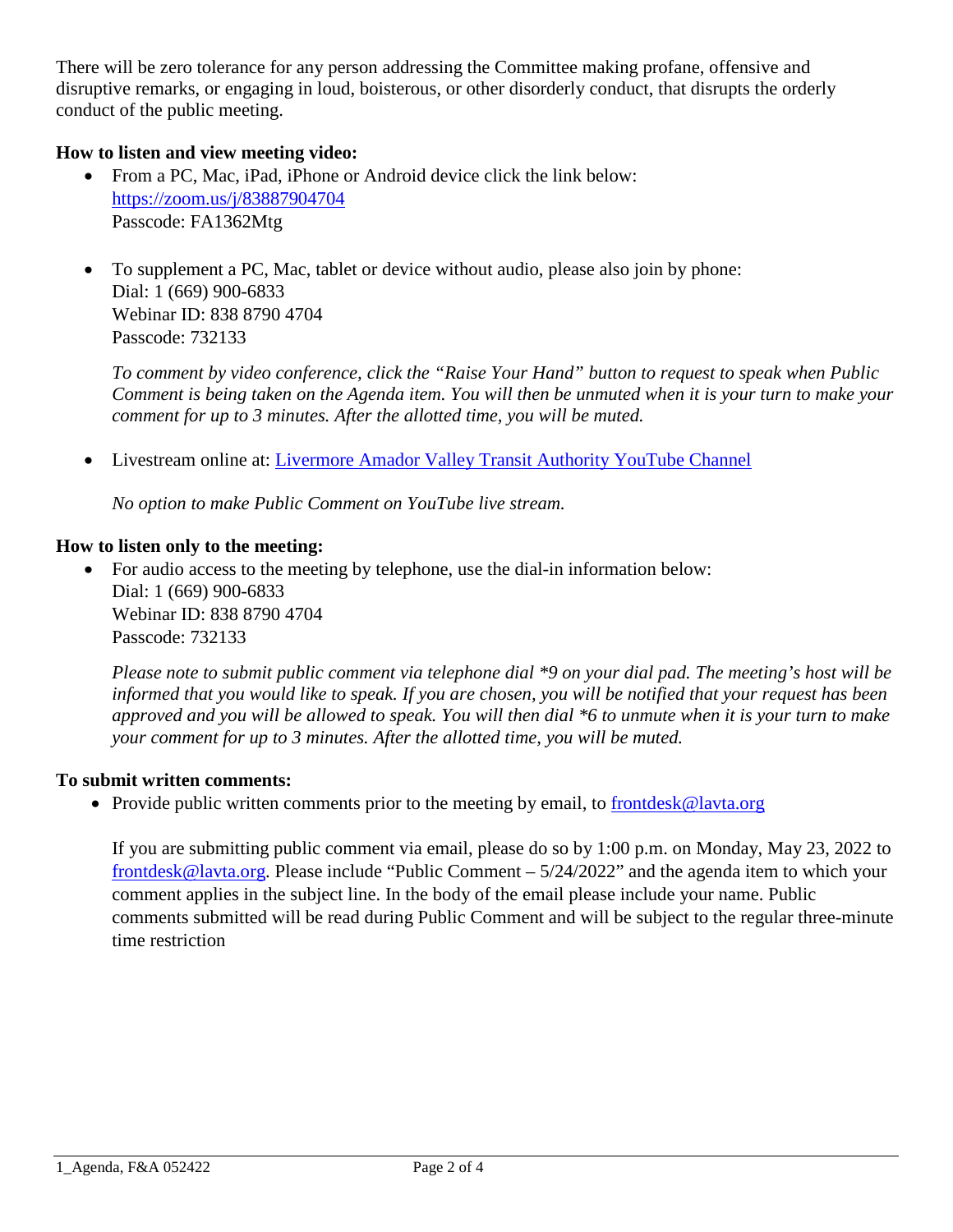There will be zero tolerance for any person addressing the Committee making profane, offensive and disruptive remarks, or engaging in loud, boisterous, or other disorderly conduct, that disrupts the orderly conduct of the public meeting.

**How to listen and view meeting video:**

- From a PC, Mac, iPad, iPhone or Android device click the link below:
  [https://zoom.us/j/83887904704](https://zoom.us/j/83887904704)
  Passcode: FA1362Mtg

- To supplement a PC, Mac, tablet or device without audio, please also join by phone:
  Dial: 1 (669) 900-6833
  Webinar ID: 838 8790 4704
  Passcode: 732133

  *To comment by video conference, click the "Raise Your Hand" button to request to speak when Public Comment is being taken on the Agenda item. You will then be unmuted when it is your turn to make your comment for up to 3 minutes. After the allotted time, you will be muted.*

- Livestream online at: Livermore Amador Valley Transit Authority YouTube Channel

  *No option to make Public Comment on YouTube live stream.*

**How to listen only to the meeting:**

- For audio access to the meeting by telephone, use the dial-in information below:
  Dial: 1 (669) 900-6833
  Webinar ID: 838 8790 4704
  Passcode: 732133

  *Please note to submit public comment via telephone dial *9 on your dial pad. The meeting's host will be informed that you would like to speak. If you are chosen, you will be notified that your request has been approved and you will be allowed to speak. You will then dial *6 to unmute when it is your turn to make your comment for up to 3 minutes. After the allotted time, you will be muted.*

**To submit written comments:**

- Provide public written comments prior to the meeting by email, to frontdesk@lavta.org

  If you are submitting public comment via email, please do so by 1:00 p.m. on Monday, May 23, 2022 to frontdesk@lavta.org. Please include "Public Comment – 5/24/2022" and the agenda item to which your comment applies in the subject line. In the body of the email please include your name. Public comments submitted will be read during Public Comment and will be subject to the regular three-minute time restriction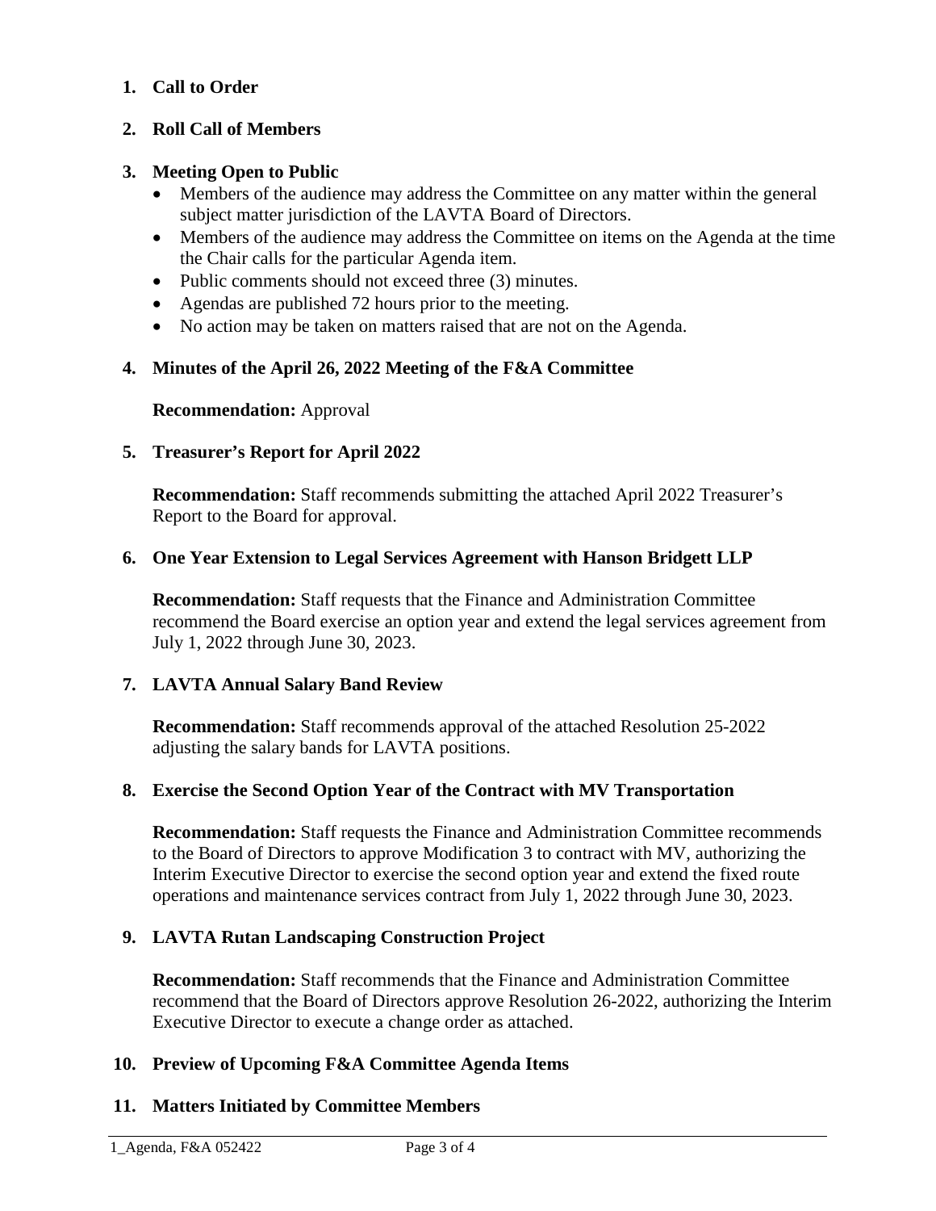1. **Call to Order**

2. **Roll Call of Members**

3. **Meeting Open to Public**
   - Members of the audience may address the Committee on any matter within the general subject matter jurisdiction of the LAVTA Board of Directors.
   - Members of the audience may address the Committee on items on the Agenda at the time the Chair calls for the particular Agenda item.
   - Public comments should not exceed three (3) minutes.
   - Agendas are published 72 hours prior to the meeting.
   - No action may be taken on matters raised that are not on the Agenda.

4. **Minutes of the April 26, 2022 Meeting of the F&A Committee**

   **Recommendation:** Approval

5. **Treasurer's Report for April 2022**

   **Recommendation:** Staff recommends submitting the attached April 2022 Treasurer's Report to the Board for approval.

6. **One Year Extension to Legal Services Agreement with Hanson Bridgett LLP**

   **Recommendation:** Staff requests that the Finance and Administration Committee recommend the Board exercise an option year and extend the legal services agreement from July 1, 2022 through June 30, 2023.

7. **LAVTA Annual Salary Band Review**

   **Recommendation:** Staff recommends approval of the attached Resolution 25-2022 adjusting the salary bands for LAVTA positions.

8. **Exercise the Second Option Year of the Contract with MV Transportation**

   **Recommendation:** Staff requests the Finance and Administration Committee recommends to the Board of Directors to approve Modification 3 to contract with MV, authorizing the Interim Executive Director to exercise the second option year and extend the fixed route operations and maintenance services contract from July 1, 2022 through June 30, 2023.

9. **LAVTA Rutan Landscaping Construction Project**

   **Recommendation:** Staff recommends that the Finance and Administration Committee recommend that the Board of Directors approve Resolution 26-2022, authorizing the Interim Executive Director to execute a change order as attached.

10. **Preview of Upcoming F&A Committee Agenda Items**

11. **Matters Initiated by Committee Members**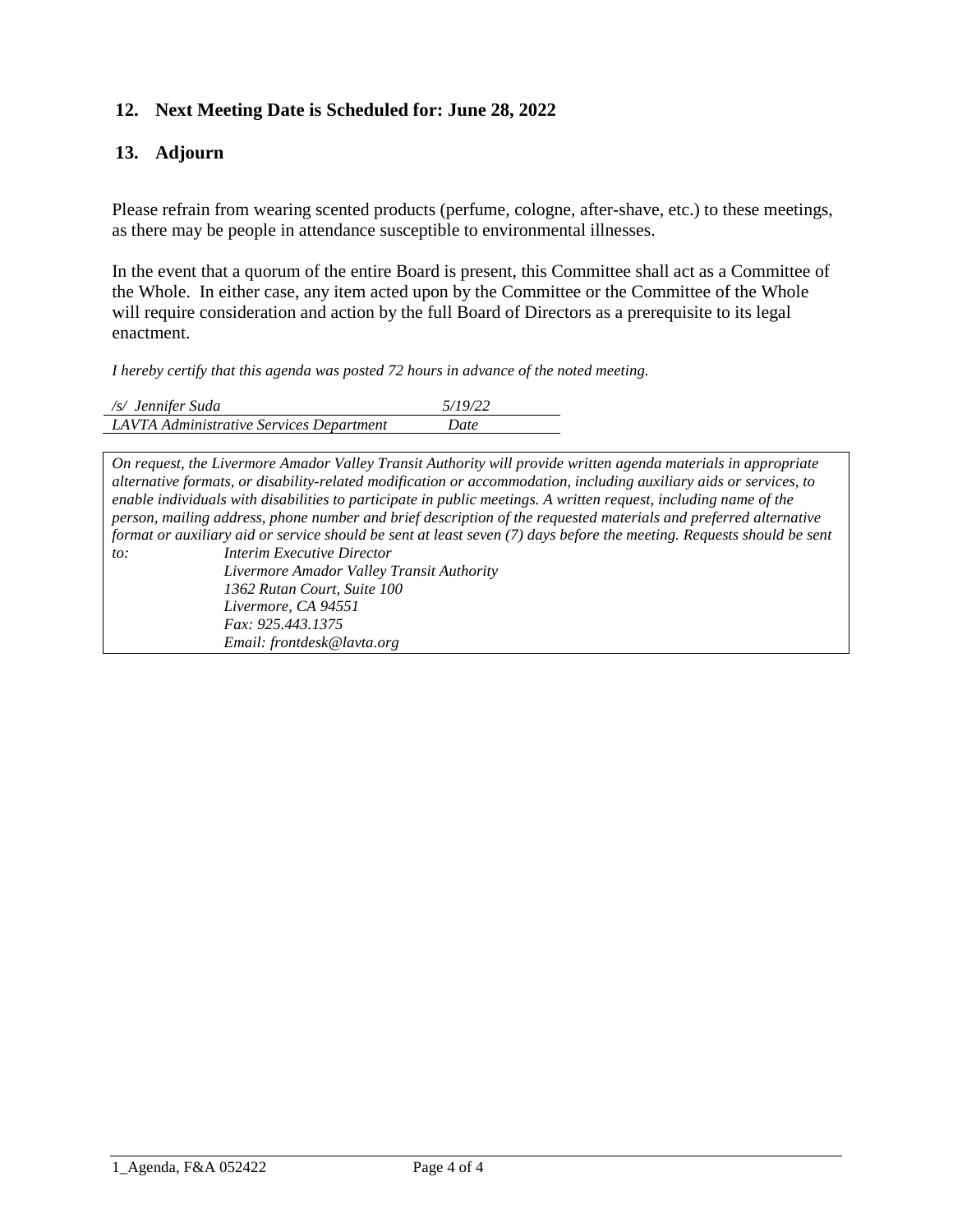## 12. Next Meeting Date is Scheduled for: June 28, 2022

## 13. Adjourn

Please refrain from wearing scented products (perfume, cologne, after-shave, etc.) to these meetings, as there may be people in attendance susceptible to environmental illnesses.

In the event that a quorum of the entire Board is present, this Committee shall act as a Committee of the Whole. In either case, any item acted upon by the Committee or the Committee of the Whole will require consideration and action by the full Board of Directors as a prerequisite to its legal enactment.

*I hereby certify that this agenda was posted 72 hours in advance of the noted meeting.*

| | |
|---|---|
| */s/ Jennifer Suda* | *5/19/22* |
| *LAVTA Administrative Services Department* | *Date* |

*On request, the Livermore Amador Valley Transit Authority will provide written agenda materials in appropriate alternative formats, or disability-related modification or accommodation, including auxiliary aids or services, to enable individuals with disabilities to participate in public meetings. A written request, including name of the person, mailing address, phone number and brief description of the requested materials and preferred alternative format or auxiliary aid or service should be sent at least seven (7) days before the meeting. Requests should be sent to:*

*Interim Executive Director*
*Livermore Amador Valley Transit Authority*
*1362 Rutan Court, Suite 100*
*Livermore, CA 94551*
*Fax: 925.443.1375*
*Email: frontdesk@lavta.org*